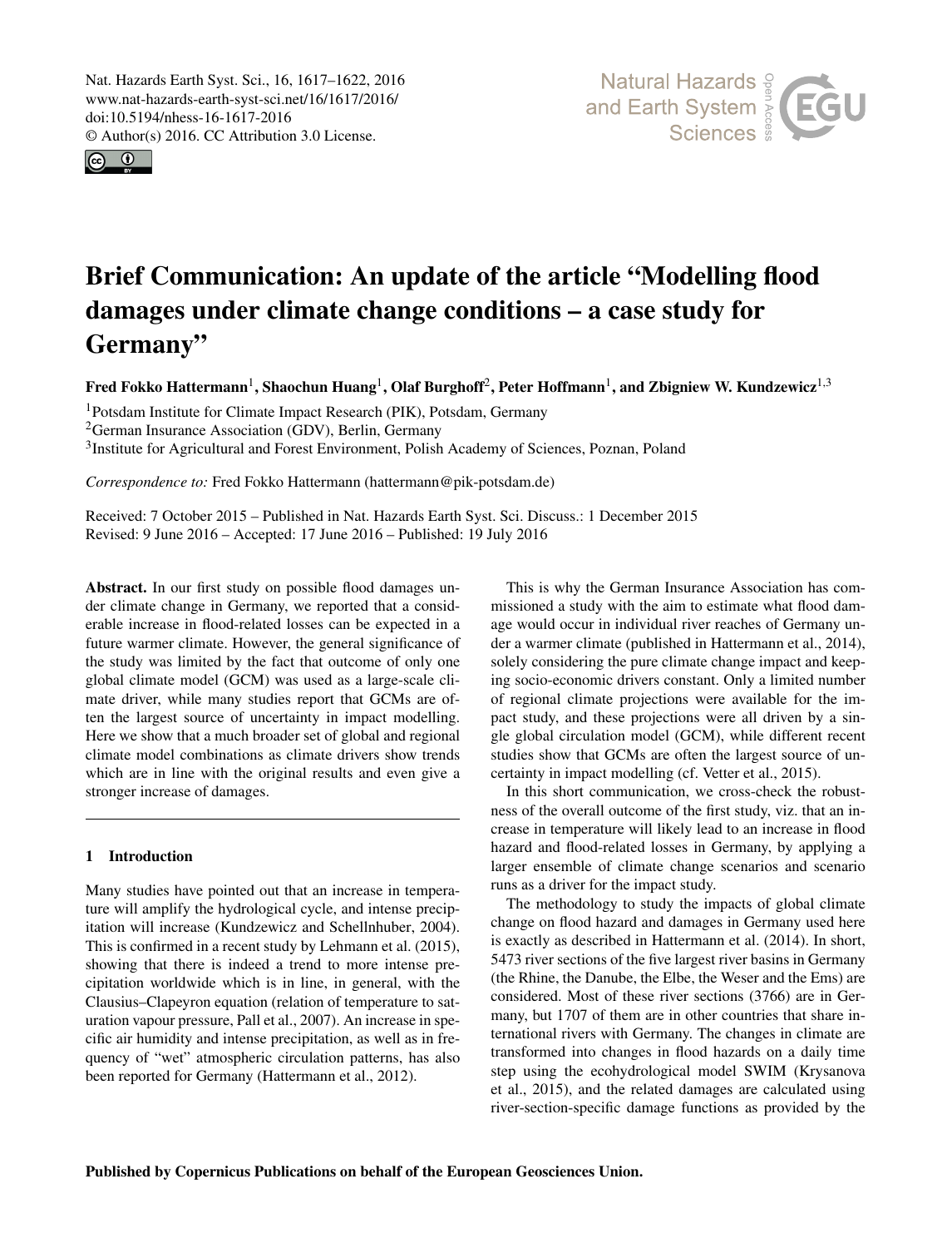# Brief Communication: An update of the article "Modelling flood damages under climate change conditions – a case study for Germany"

**Fred Fokko Hattermann[1], Shaochun Huang[1], Olaf Burghoff[2], Peter Hoffmann[1], and Zbigniew W. Kundzewicz[1,3]**

[1]Potsdam Institute for Climate Impact Research (PIK), Potsdam, Germany
[2]German Insurance Association (GDV), Berlin, Germany
[3]Institute for Agricultural and Forest Environment, Polish Academy of Sciences, Poznan, Poland

*Correspondence to:* Fred Fokko Hattermann (hattermann@pik-potsdam.de)

Received: 7 October 2015 – Published in Nat. Hazards Earth Syst. Sci. Discuss.: 1 December 2015
Revised: 9 June 2016 – Accepted: 17 June 2016 – Published: 19 July 2016

**Abstract.** In our first study on possible flood damages under climate change in Germany, we reported that a considerable increase in flood-related losses can be expected in a future warmer climate. However, the general significance of the study was limited by the fact that outcome of only one global climate model (GCM) was used as a large-scale climate driver, while many studies report that GCMs are often the largest source of uncertainty in impact modelling. Here we show that a much broader set of global and regional climate model combinations as climate drivers show trends which are in line with the original results and even give a stronger increase of damages.

## 1 Introduction

Many studies have pointed out that an increase in temperature will amplify the hydrological cycle, and intense precipitation will increase (Kundzewicz and Schellnhuber, 2004). This is confirmed in a recent study by Lehmann et al. (2015), showing that there is indeed a trend to more intense precipitation worldwide which is in line, in general, with the Clausius–Clapeyron equation (relation of temperature to saturation vapour pressure, Pall et al., 2007). An increase in specific air humidity and intense precipitation, as well as in frequency of "wet" atmospheric circulation patterns, has also been reported for Germany (Hattermann et al., 2012).

This is why the German Insurance Association has commissioned a study with the aim to estimate what flood damage would occur in individual river reaches of Germany under a warmer climate (published in Hattermann et al., 2014), solely considering the pure climate change impact and keeping socio-economic drivers constant. Only a limited number of regional climate projections were available for the impact study, and these projections were all driven by a single global circulation model (GCM), while different recent studies show that GCMs are often the largest source of uncertainty in impact modelling (cf. Vetter et al., 2015).

In this short communication, we cross-check the robustness of the overall outcome of the first study, viz. that an increase in temperature will likely lead to an increase in flood hazard and flood-related losses in Germany, by applying a larger ensemble of climate change scenarios and scenario runs as a driver for the impact study.

The methodology to study the impacts of global climate change on flood hazard and damages in Germany used here is exactly as described in Hattermann et al. (2014). In short, 5473 river sections of the five largest river basins in Germany (the Rhine, the Danube, the Elbe, the Weser and the Ems) are considered. Most of these river sections (3766) are in Germany, but 1707 of them are in other countries that share international rivers with Germany. The changes in climate are transformed into changes in flood hazards on a daily time step using the ecohydrological model SWIM (Krysanova et al., 2015), and the related damages are calculated using river-section-specific damage functions as provided by the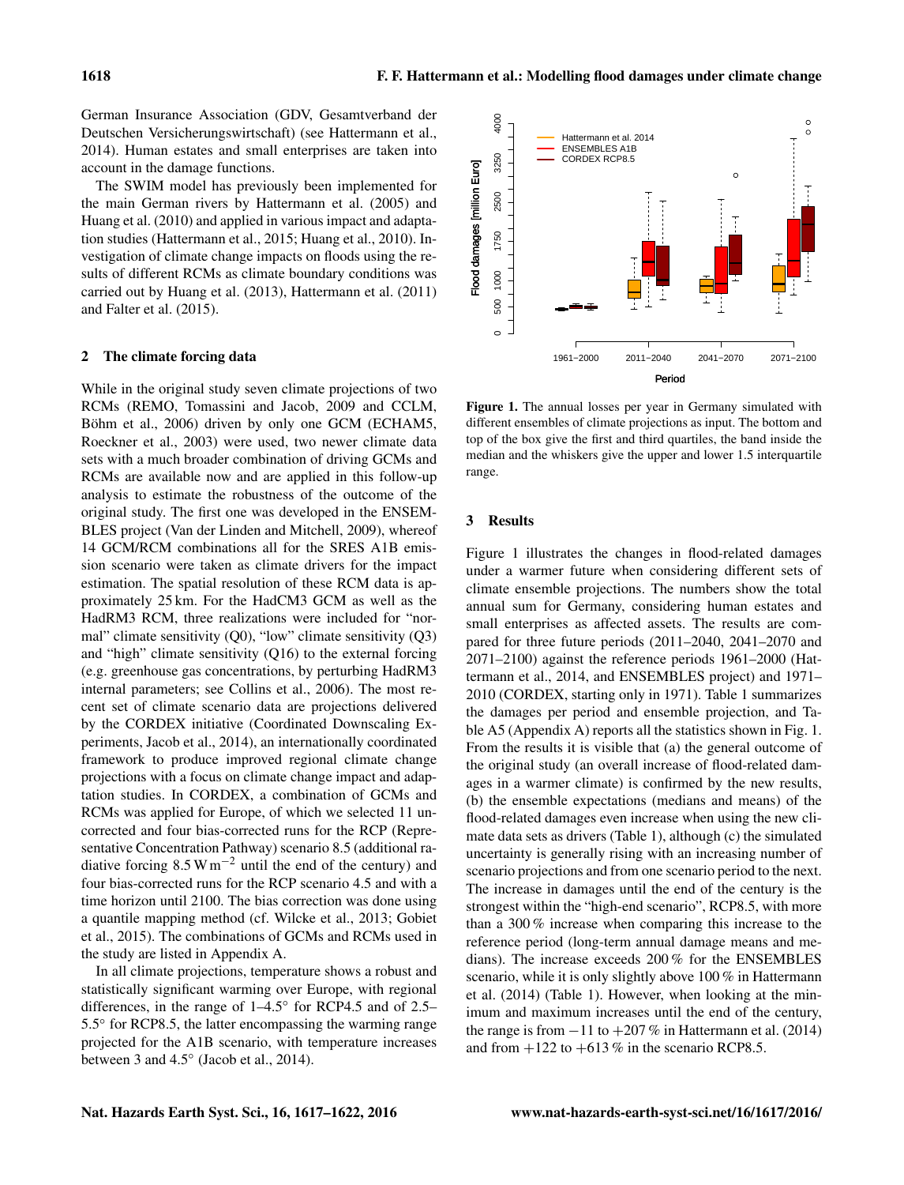German Insurance Association (GDV, Gesamtverband der Deutschen Versicherungswirtschaft) (see Hattermann et al., 2014). Human estates and small enterprises are taken into account in the damage functions.

The SWIM model has previously been implemented for the main German rivers by Hattermann et al. (2005) and Huang et al. (2010) and applied in various impact and adaptation studies (Hattermann et al., 2015; Huang et al., 2010). Investigation of climate change impacts on floods using the results of different RCMs as climate boundary conditions was carried out by Huang et al. (2013), Hattermann et al. (2011) and Falter et al. (2015).

## 2 The climate forcing data

While in the original study seven climate projections of two RCMs (REMO, Tomassini and Jacob, 2009 and CCLM, Böhm et al., 2006) driven by only one GCM (ECHAM5, Roeckner et al., 2003) were used, two newer climate data sets with a much broader combination of driving GCMs and RCMs are available now and are applied in this follow-up analysis to estimate the robustness of the outcome of the original study. The first one was developed in the ENSEMBLES project (Van der Linden and Mitchell, 2009), whereof 14 GCM/RCM combinations all for the SRES A1B emission scenario were taken as climate drivers for the impact estimation. The spatial resolution of these RCM data is approximately 25 km. For the HadCM3 GCM as well as the HadRM3 RCM, three realizations were included for "normal" climate sensitivity (Q0), "low" climate sensitivity (Q3) and "high" climate sensitivity (Q16) to the external forcing (e.g. greenhouse gas concentrations, by perturbing HadRM3 internal parameters; see Collins et al., 2006). The most recent set of climate scenario data are projections delivered by the CORDEX initiative (Coordinated Downscaling Experiments, Jacob et al., 2014), an internationally coordinated framework to produce improved regional climate change projections with a focus on climate change impact and adaptation studies. In CORDEX, a combination of GCMs and RCMs was applied for Europe, of which we selected 11 uncorrected and four bias-corrected runs for the RCP (Representative Concentration Pathway) scenario 8.5 (additional radiative forcing $8.5\,\mathrm{W\,m^{-2}}$ until the end of the century) and four bias-corrected runs for the RCP scenario 4.5 and with a time horizon until 2100. The bias correction was done using a quantile mapping method (cf. Wilcke et al., 2013; Gobiet et al., 2015). The combinations of GCMs and RCMs used in the study are listed in Appendix A.

In all climate projections, temperature shows a robust and statistically significant warming over Europe, with regional differences, in the range of 1–4.5° for RCP4.5 and of 2.5–5.5° for RCP8.5, the latter encompassing the warming range projected for the A1B scenario, with temperature increases between 3 and 4.5° (Jacob et al., 2014).

**Figure 1.** The annual losses per year in Germany simulated with different ensembles of climate projections as input. The bottom and top of the box give the first and third quartiles, the band inside the median and the whiskers give the upper and lower 1.5 interquartile range.

## 3 Results

Figure 1 illustrates the changes in flood-related damages under a warmer future when considering different sets of climate ensemble projections. The numbers show the total annual sum for Germany, considering human estates and small enterprises as affected assets. The results are compared for three future periods (2011–2040, 2041–2070 and 2071–2100) against the reference periods 1961–2000 (Hattermann et al., 2014, and ENSEMBLES project) and 1971–2010 (CORDEX, starting only in 1971). Table 1 summarizes the damages per period and ensemble projection, and Table A5 (Appendix A) reports all the statistics shown in Fig. 1. From the results it is visible that (a) the general outcome of the original study (an overall increase of flood-related damages in a warmer climate) is confirmed by the new results, (b) the ensemble expectations (medians and means) of the flood-related damages even increase when using the new climate data sets as drivers (Table 1), although (c) the simulated uncertainty is generally rising with an increasing number of scenario projections and from one scenario period to the next. The increase in damages until the end of the century is the strongest within the "high-end scenario", RCP8.5, with more than a 300 % increase when comparing this increase to the reference period (long-term annual damage means and medians). The increase exceeds 200 % for the ENSEMBLES scenario, while it is only slightly above 100 % in Hattermann et al. (2014) (Table 1). However, when looking at the minimum and maximum increases until the end of the century, the range is from −11 to +207 % in Hattermann et al. (2014) and from +122 to +613 % in the scenario RCP8.5.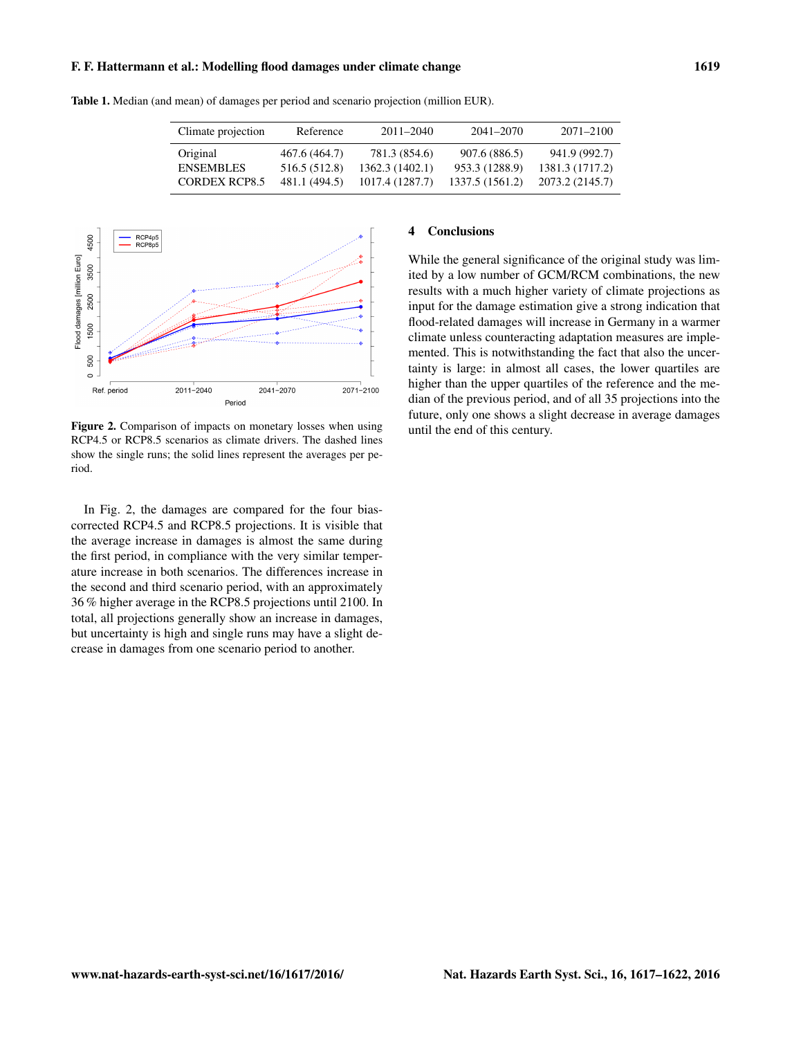**Table 1.** Median (and mean) of damages per period and scenario projection (million EUR).

| Climate projection | Reference | 2011–2040 | 2041–2070 | 2071–2100 |
|---|---|---|---|---|
| Original | 467.6 (464.7) | 781.3 (854.6) | 907.6 (886.5) | 941.9 (992.7) |
| ENSEMBLES | 516.5 (512.8) | 1362.3 (1402.1) | 953.3 (1288.9) | 1381.3 (1717.2) |
| CORDEX RCP8.5 | 481.1 (494.5) | 1017.4 (1287.7) | 1337.5 (1561.2) | 2073.2 (2145.7) |

**Figure 2.** Comparison of impacts on monetary losses when using RCP4.5 or RCP8.5 scenarios as climate drivers. The dashed lines show the single runs; the solid lines represent the averages per period.

In Fig. 2, the damages are compared for the four bias-corrected RCP4.5 and RCP8.5 projections. It is visible that the average increase in damages is almost the same during the first period, in compliance with the very similar temperature increase in both scenarios. The differences increase in the second and third scenario period, with an approximately 36 % higher average in the RCP8.5 projections until 2100. In total, all projections generally show an increase in damages, but uncertainty is high and single runs may have a slight decrease in damages from one scenario period to another.

## 4 Conclusions

While the general significance of the original study was limited by a low number of GCM/RCM combinations, the new results with a much higher variety of climate projections as input for the damage estimation give a strong indication that flood-related damages will increase in Germany in a warmer climate unless counteracting adaptation measures are implemented. This is notwithstanding the fact that also the uncertainty is large: in almost all cases, the lower quartiles are higher than the upper quartiles of the reference and the median of the previous period, and of all 35 projections into the future, only one shows a slight decrease in average damages until the end of this century.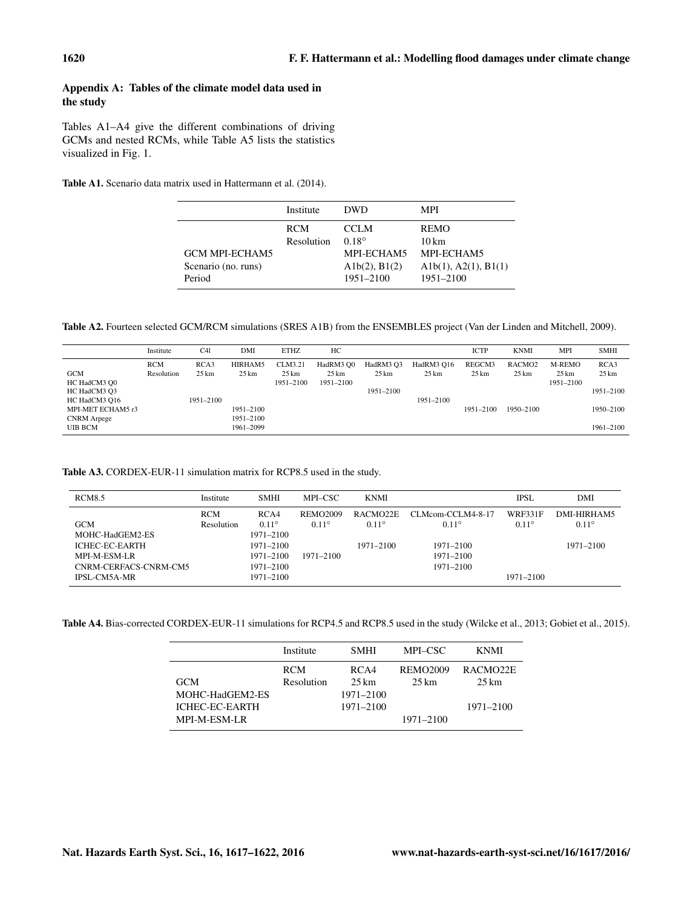## Appendix A: Tables of the climate model data used in the study

Tables A1–A4 give the different combinations of driving GCMs and nested RCMs, while Table A5 lists the statistics visualized in Fig. 1.

**Table A1.** Scenario data matrix used in Hattermann et al. (2014).

| | Institute | DWD | MPI |
|---|---|---|---|
| | RCM | CCLM | REMO |
| | Resolution | 0.18° | 10 km |
| GCM MPI-ECHAM5 | | MPI-ECHAM5 | MPI-ECHAM5 |
| Scenario (no. runs) | | A1b(2), B1(2) | A1b(1), A2(1), B1(1) |
| Period | | 1951–2100 | 1951–2100 |

**Table A2.** Fourteen selected GCM/RCM simulations (SRES A1B) from the ENSEMBLES project (Van der Linden and Mitchell, 2009).

| | Institute | C4I | DMI | ETHZ | HC | | | ICTP | KNMI | MPI | SMHI |
|---|---|---|---|---|---|---|---|---|---|---|---|
| | RCM | RCA3 | HIRHAM5 | CLM3.21 | HadRM3 Q0 | HadRM3 Q3 | HadRM3 Q16 | REGCM3 | RACMO2 | M-REMO | RCA3 |
| GCM | Resolution | 25 km | 25 km | 25 km | 25 km | 25 km | 25 km | 25 km | 25 km | 25 km | 25 km |
| HC HadCM3 Q0 | | | | 1951–2100 | 1951–2100 | | | | | 1951–2100 | |
| HC HadCM3 Q3 | | | | | | 1951–2100 | | | | | 1951–2100 |
| HC HadCM3 Q16 | | 1951–2100 | | | | | 1951–2100 | | | | |
| MPI-MET ECHAM5 r3 | | | 1951–2100 | | | | | 1951–2100 | 1950–2100 | | 1950–2100 |
| CNRM Arpege | | | 1951–2100 | | | | | | | | |
| UIB BCM | | | 1961–2099 | | | | | | | | 1961–2100 |

**Table A3.** CORDEX-EUR-11 simulation matrix for RCP8.5 used in the study.

| RCM8.5 | Institute | SMHI | MPI–CSC | KNMI | | IPSL | DMI |
|---|---|---|---|---|---|---|---|
| | RCM | RCA4 | REMO2009 | RACMO22E | CLMcom-CCLM4-8-17 | WRF331F | DMI-HIRHAM5 |
| GCM | Resolution | 0.11° | 0.11° | 0.11° | 0.11° | 0.11° | 0.11° |
| MOHC-HadGEM2-ES | | 1971–2100 | | | | | |
| ICHEC-EC-EARTH | | 1971–2100 | | 1971–2100 | 1971–2100 | | 1971–2100 |
| MPI-M-ESM-LR | | 1971–2100 | 1971–2100 | | 1971–2100 | | |
| CNRM-CERFACS-CNRM-CM5 | | 1971–2100 | | | 1971–2100 | | |
| IPSL-CM5A-MR | | 1971–2100 | | | | 1971–2100 | |

**Table A4.** Bias-corrected CORDEX-EUR-11 simulations for RCP4.5 and RCP8.5 used in the study (Wilcke et al., 2013; Gobiet et al., 2015).

| | Institute | SMHI | MPI–CSC | KNMI |
|---|---|---|---|---|
| | RCM | RCA4 | REMO2009 | RACMO22E |
| GCM | Resolution | 25 km | 25 km | 25 km |
| MOHC-HadGEM2-ES | | 1971–2100 | | |
| ICHEC-EC-EARTH | | 1971–2100 | | 1971–2100 |
| MPI-M-ESM-LR | | | 1971–2100 | |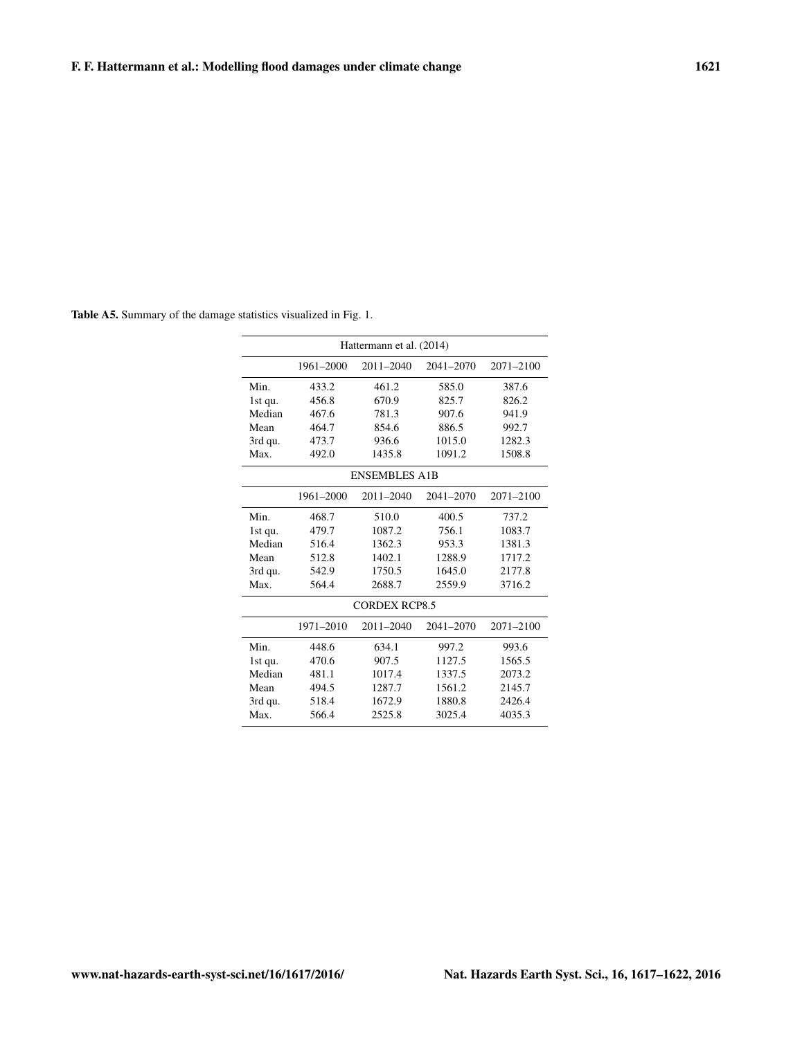**Table A5.** Summary of the damage statistics visualized in Fig. 1.

| Hattermann et al. (2014) | | | | |
|---|---|---|---|---|
| | 1961–2000 | 2011–2040 | 2041–2070 | 2071–2100 |
| Min. | 433.2 | 461.2 | 585.0 | 387.6 |
| 1st qu. | 456.8 | 670.9 | 825.7 | 826.2 |
| Median | 467.6 | 781.3 | 907.6 | 941.9 |
| Mean | 464.7 | 854.6 | 886.5 | 992.7 |
| 3rd qu. | 473.7 | 936.6 | 1015.0 | 1282.3 |
| Max. | 492.0 | 1435.8 | 1091.2 | 1508.8 |
| ENSEMBLES A1B | | | | |
| | 1961–2000 | 2011–2040 | 2041–2070 | 2071–2100 |
| Min. | 468.7 | 510.0 | 400.5 | 737.2 |
| 1st qu. | 479.7 | 1087.2 | 756.1 | 1083.7 |
| Median | 516.4 | 1362.3 | 953.3 | 1381.3 |
| Mean | 512.8 | 1402.1 | 1288.9 | 1717.2 |
| 3rd qu. | 542.9 | 1750.5 | 1645.0 | 2177.8 |
| Max. | 564.4 | 2688.7 | 2559.9 | 3716.2 |
| CORDEX RCP8.5 | | | | |
| | 1971–2010 | 2011–2040 | 2041–2070 | 2071–2100 |
| Min. | 448.6 | 634.1 | 997.2 | 993.6 |
| 1st qu. | 470.6 | 907.5 | 1127.5 | 1565.5 |
| Median | 481.1 | 1017.4 | 1337.5 | 2073.2 |
| Mean | 494.5 | 1287.7 | 1561.2 | 2145.7 |
| 3rd qu. | 518.4 | 1672.9 | 1880.8 | 2426.4 |
| Max. | 566.4 | 2525.8 | 3025.4 | 4035.3 |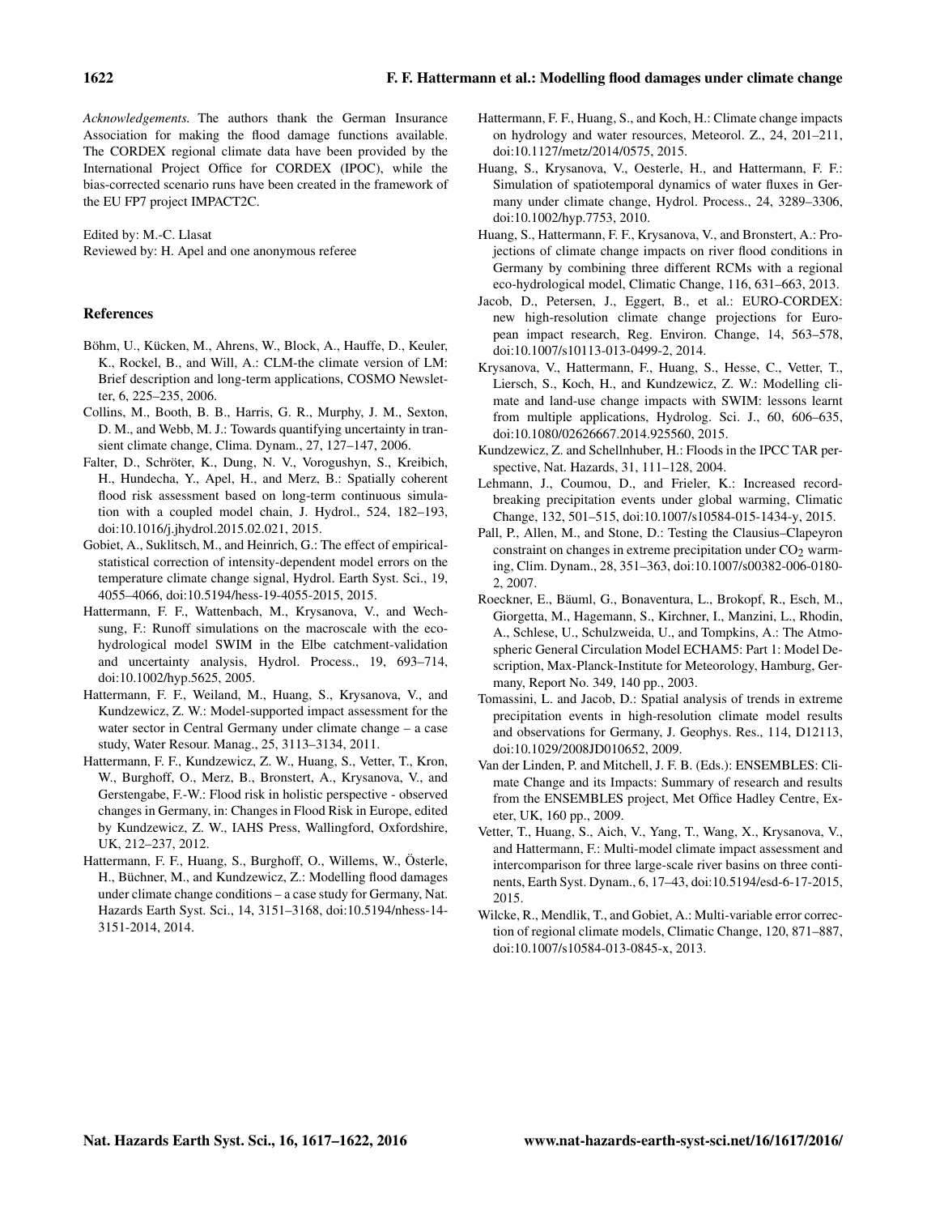*Acknowledgements.* The authors thank the German Insurance Association for making the flood damage functions available. The CORDEX regional climate data have been provided by the International Project Office for CORDEX (IPOC), while the bias-corrected scenario runs have been created in the framework of the EU FP7 project IMPACT2C.

Edited by: M.-C. Llasat
Reviewed by: H. Apel and one anonymous referee

## References

Böhm, U., Kücken, M., Ahrens, W., Block, A., Hauffe, D., Keuler, K., Rockel, B., and Will, A.: CLM-the climate version of LM: Brief description and long-term applications, COSMO Newsletter, 6, 225–235, 2006.

Collins, M., Booth, B. B., Harris, G. R., Murphy, J. M., Sexton, D. M., and Webb, M. J.: Towards quantifying uncertainty in transient climate change, Clima. Dynam., 27, 127–147, 2006.

Falter, D., Schröter, K., Dung, N. V., Vorogushyn, S., Kreibich, H., Hundecha, Y., Apel, H., and Merz, B.: Spatially coherent flood risk assessment based on long-term continuous simulation with a coupled model chain, J. Hydrol., 524, 182–193, doi:10.1016/j.jhydrol.2015.02.021, 2015.

Gobiet, A., Suklitsch, M., and Heinrich, G.: The effect of empirical-statistical correction of intensity-dependent model errors on the temperature climate change signal, Hydrol. Earth Syst. Sci., 19, 4055–4066, doi:10.5194/hess-19-4055-2015, 2015.

Hattermann, F. F., Wattenbach, M., Krysanova, V., and Wechsung, F.: Runoff simulations on the macroscale with the ecohydrological model SWIM in the Elbe catchment-validation and uncertainty analysis, Hydrol. Process., 19, 693–714, doi:10.1002/hyp.5625, 2005.

Hattermann, F. F., Weiland, M., Huang, S., Krysanova, V., and Kundzewicz, Z. W.: Model-supported impact assessment for the water sector in Central Germany under climate change – a case study, Water Resour. Manag., 25, 3113–3134, 2011.

Hattermann, F. F., Kundzewicz, Z. W., Huang, S., Vetter, T., Kron, W., Burghoff, O., Merz, B., Bronstert, A., Krysanova, V., and Gerstengabe, F.-W.: Flood risk in holistic perspective - observed changes in Germany, in: Changes in Flood Risk in Europe, edited by Kundzewicz, Z. W., IAHS Press, Wallingford, Oxfordshire, UK, 212–237, 2012.

Hattermann, F. F., Huang, S., Burghoff, O., Willems, W., Österle, H., Büchner, M., and Kundzewicz, Z.: Modelling flood damages under climate change conditions – a case study for Germany, Nat. Hazards Earth Syst. Sci., 14, 3151–3168, doi:10.5194/nhess-14-3151-2014, 2014.

Hattermann, F. F., Huang, S., and Koch, H.: Climate change impacts on hydrology and water resources, Meteorol. Z., 24, 201–211, doi:10.1127/metz/2014/0575, 2015.

Huang, S., Krysanova, V., Oesterle, H., and Hattermann, F. F.: Simulation of spatiotemporal dynamics of water fluxes in Germany under climate change, Hydrol. Process., 24, 3289–3306, doi:10.1002/hyp.7753, 2010.

Huang, S., Hattermann, F. F., Krysanova, V., and Bronstert, A.: Projections of climate change impacts on river flood conditions in Germany by combining three different RCMs with a regional eco-hydrological model, Climatic Change, 116, 631–663, 2013.

Jacob, D., Petersen, J., Eggert, B., et al.: EURO-CORDEX: new high-resolution climate change projections for European impact research, Reg. Environ. Change, 14, 563–578, doi:10.1007/s10113-013-0499-2, 2014.

Krysanova, V., Hattermann, F., Huang, S., Hesse, C., Vetter, T., Liersch, S., Koch, H., and Kundzewicz, Z. W.: Modelling climate and land-use change impacts with SWIM: lessons learnt from multiple applications, Hydrolog. Sci. J., 60, 606–635, doi:10.1080/02626667.2014.925560, 2015.

Kundzewicz, Z. and Schellnhuber, H.: Floods in the IPCC TAR perspective, Nat. Hazards, 31, 111–128, 2004.

Lehmann, J., Coumou, D., and Frieler, K.: Increased record-breaking precipitation events under global warming, Climatic Change, 132, 501–515, doi:10.1007/s10584-015-1434-y, 2015.

Pall, P., Allen, M., and Stone, D.: Testing the Clausius–Clapeyron constraint on changes in extreme precipitation under $CO_2$ warming, Clim. Dynam., 28, 351–363, doi:10.1007/s00382-006-0180-2, 2007.

Roeckner, E., Bäuml, G., Bonaventura, L., Brokopf, R., Esch, M., Giorgetta, M., Hagemann, S., Kirchner, I., Manzini, L., Rhodin, A., Schlese, U., Schulzweida, U., and Tompkins, A.: The Atmospheric General Circulation Model ECHAM5: Part 1: Model Description, Max-Planck-Institute for Meteorology, Hamburg, Germany, Report No. 349, 140 pp., 2003.

Tomassini, L. and Jacob, D.: Spatial analysis of trends in extreme precipitation events in high-resolution climate model results and observations for Germany, J. Geophys. Res., 114, D12113, doi:10.1029/2008JD010652, 2009.

Van der Linden, P. and Mitchell, J. F. B. (Eds.): ENSEMBLES: Climate Change and its Impacts: Summary of research and results from the ENSEMBLES project, Met Office Hadley Centre, Exeter, UK, 160 pp., 2009.

Vetter, T., Huang, S., Aich, V., Yang, T., Wang, X., Krysanova, V., and Hattermann, F.: Multi-model climate impact assessment and intercomparison for three large-scale river basins on three continents, Earth Syst. Dynam., 6, 17–43, doi:10.5194/esd-6-17-2015, 2015.

Wilcke, R., Mendlik, T., and Gobiet, A.: Multi-variable error correction of regional climate models, Climatic Change, 120, 871–887, doi:10.1007/s10584-013-0845-x, 2013.